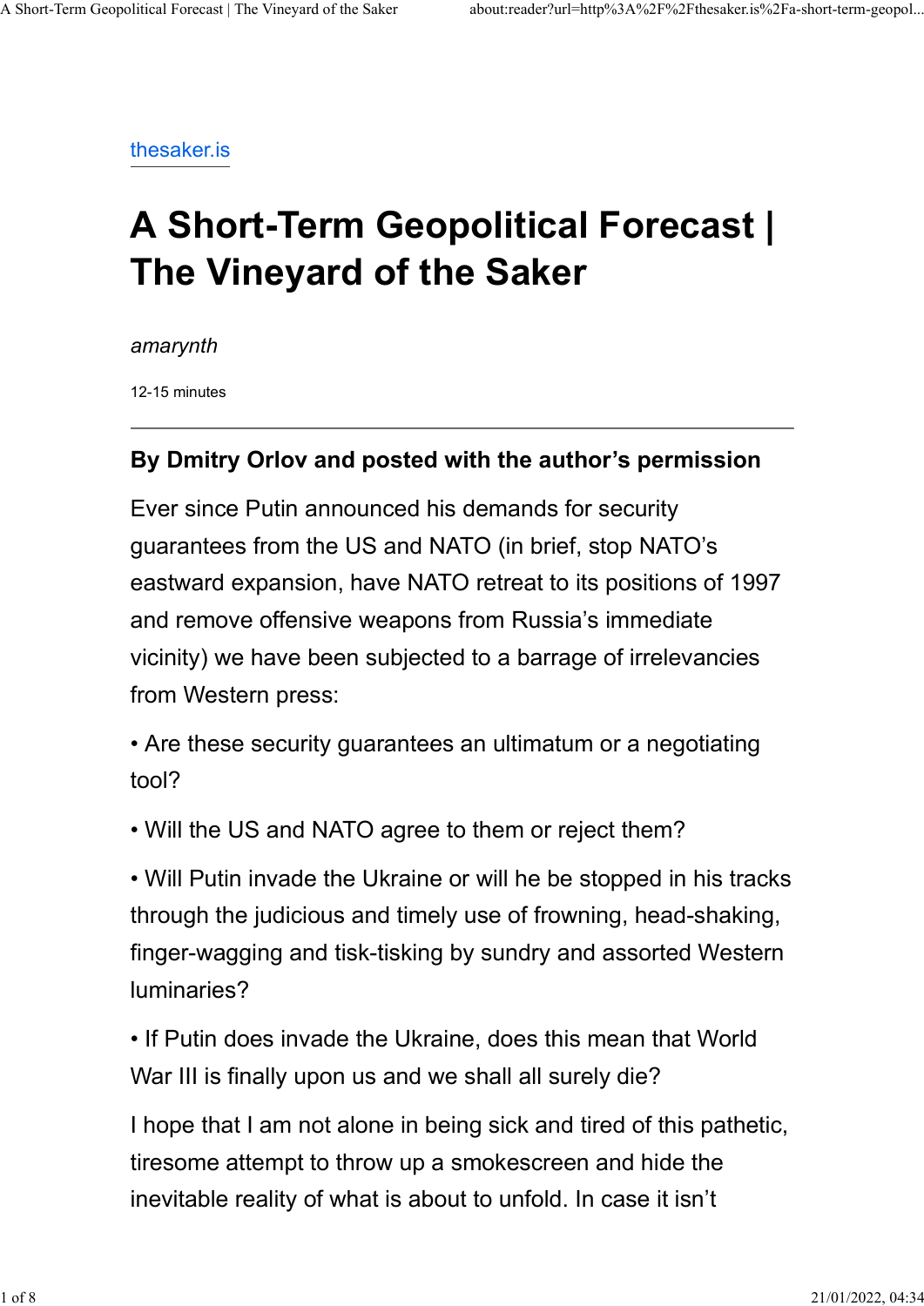thesaker.is

# A Short-Term Geopolitical Forecast | The Vineyard of the Saker

*amarynth*

12-15 minutes

---

**By Dmitry Orlov and posted with the author's permission**

Ever since Putin announced his demands for security guarantees from the US and NATO (in brief, stop NATO's eastward expansion, have NATO retreat to its positions of 1997 and remove offensive weapons from Russia's immediate vicinity) we have been subjected to a barrage of irrelevancies from Western press:

• Are these security guarantees an ultimatum or a negotiating tool?

• Will the US and NATO agree to them or reject them?

• Will Putin invade the Ukraine or will he be stopped in his tracks through the judicious and timely use of frowning, head-shaking, finger-wagging and tisk-tisking by sundry and assorted Western luminaries?

• If Putin does invade the Ukraine, does this mean that World War III is finally upon us and we shall all surely die?

I hope that I am not alone in being sick and tired of this pathetic, tiresome attempt to throw up a smokescreen and hide the inevitable reality of what is about to unfold. In case it isn't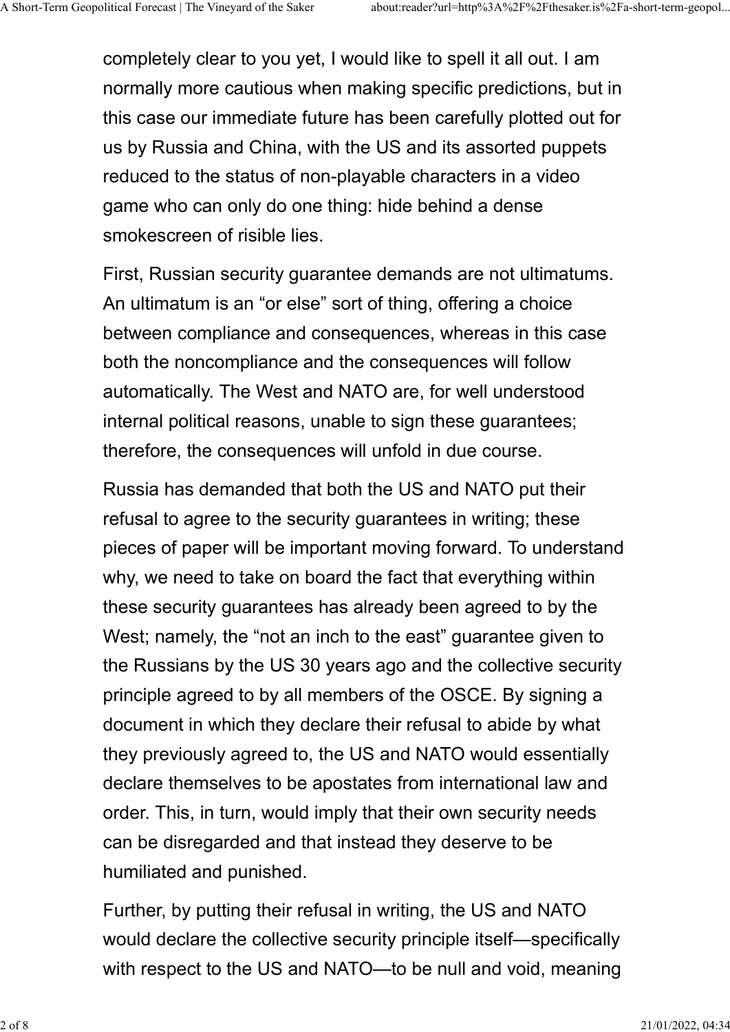completely clear to you yet, I would like to spell it all out. I am normally more cautious when making specific predictions, but in this case our immediate future has been carefully plotted out for us by Russia and China, with the US and its assorted puppets reduced to the status of non-playable characters in a video game who can only do one thing: hide behind a dense smokescreen of risible lies.

First, Russian security guarantee demands are not ultimatums. An ultimatum is an "or else" sort of thing, offering a choice between compliance and consequences, whereas in this case both the noncompliance and the consequences will follow automatically. The West and NATO are, for well understood internal political reasons, unable to sign these guarantees; therefore, the consequences will unfold in due course.

Russia has demanded that both the US and NATO put their refusal to agree to the security guarantees in writing; these pieces of paper will be important moving forward. To understand why, we need to take on board the fact that everything within these security guarantees has already been agreed to by the West; namely, the "not an inch to the east" guarantee given to the Russians by the US 30 years ago and the collective security principle agreed to by all members of the OSCE. By signing a document in which they declare their refusal to abide by what they previously agreed to, the US and NATO would essentially declare themselves to be apostates from international law and order. This, in turn, would imply that their own security needs can be disregarded and that instead they deserve to be humiliated and punished.

Further, by putting their refusal in writing, the US and NATO would declare the collective security principle itself—specifically with respect to the US and NATO—to be null and void, meaning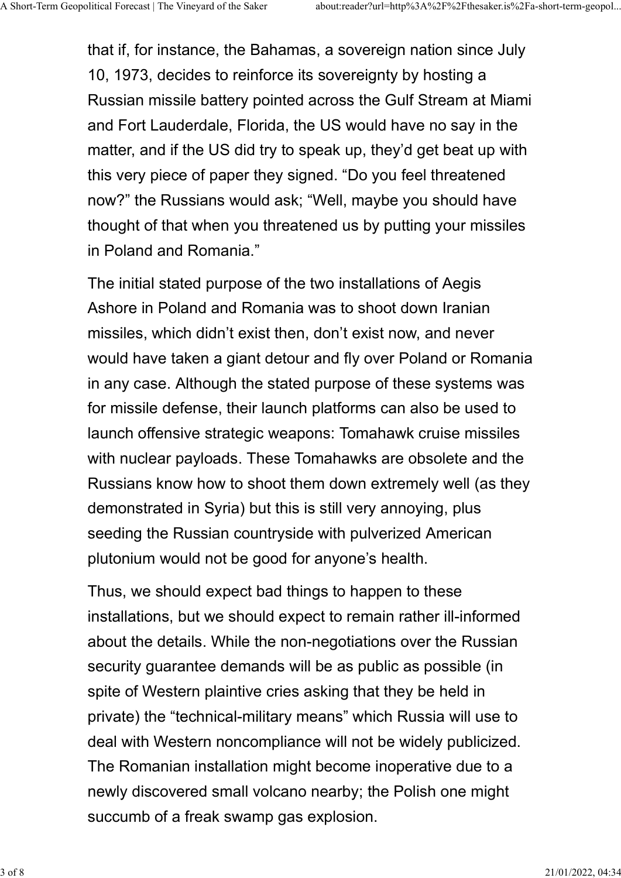that if, for instance, the Bahamas, a sovereign nation since July 10, 1973, decides to reinforce its sovereignty by hosting a Russian missile battery pointed across the Gulf Stream at Miami and Fort Lauderdale, Florida, the US would have no say in the matter, and if the US did try to speak up, they'd get beat up with this very piece of paper they signed. "Do you feel threatened now?" the Russians would ask; "Well, maybe you should have thought of that when you threatened us by putting your missiles in Poland and Romania."

The initial stated purpose of the two installations of Aegis Ashore in Poland and Romania was to shoot down Iranian missiles, which didn't exist then, don't exist now, and never would have taken a giant detour and fly over Poland or Romania in any case. Although the stated purpose of these systems was for missile defense, their launch platforms can also be used to launch offensive strategic weapons: Tomahawk cruise missiles with nuclear payloads. These Tomahawks are obsolete and the Russians know how to shoot them down extremely well (as they demonstrated in Syria) but this is still very annoying, plus seeding the Russian countryside with pulverized American plutonium would not be good for anyone's health.

Thus, we should expect bad things to happen to these installations, but we should expect to remain rather ill-informed about the details. While the non-negotiations over the Russian security guarantee demands will be as public as possible (in spite of Western plaintive cries asking that they be held in private) the "technical-military means" which Russia will use to deal with Western noncompliance will not be widely publicized. The Romanian installation might become inoperative due to a newly discovered small volcano nearby; the Polish one might succumb of a freak swamp gas explosion.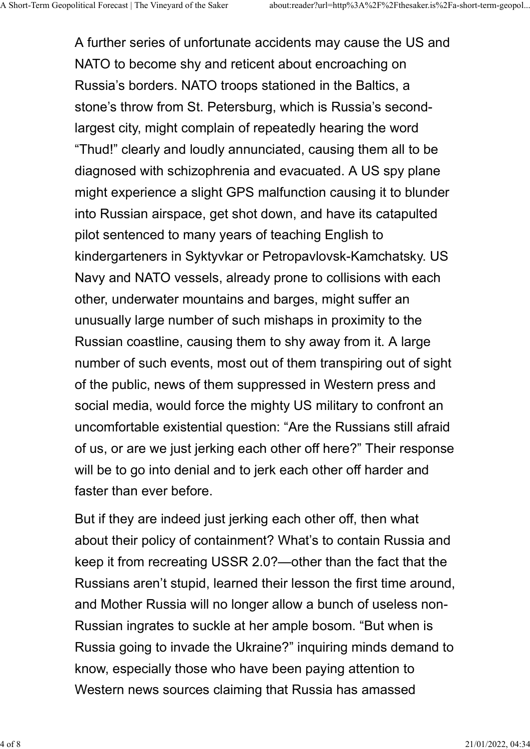A further series of unfortunate accidents may cause the US and NATO to become shy and reticent about encroaching on Russia's borders. NATO troops stationed in the Baltics, a stone's throw from St. Petersburg, which is Russia's second-largest city, might complain of repeatedly hearing the word "Thud!" clearly and loudly annunciated, causing them all to be diagnosed with schizophrenia and evacuated. A US spy plane might experience a slight GPS malfunction causing it to blunder into Russian airspace, get shot down, and have its catapulted pilot sentenced to many years of teaching English to kindergarteners in Syktyvkar or Petropavlovsk-Kamchatsky. US Navy and NATO vessels, already prone to collisions with each other, underwater mountains and barges, might suffer an unusually large number of such mishaps in proximity to the Russian coastline, causing them to shy away from it. A large number of such events, most out of them transpiring out of sight of the public, news of them suppressed in Western press and social media, would force the mighty US military to confront an uncomfortable existential question: "Are the Russians still afraid of us, or are we just jerking each other off here?" Their response will be to go into denial and to jerk each other off harder and faster than ever before.

But if they are indeed just jerking each other off, then what about their policy of containment? What's to contain Russia and keep it from recreating USSR 2.0?—other than the fact that the Russians aren't stupid, learned their lesson the first time around, and Mother Russia will no longer allow a bunch of useless non-Russian ingrates to suckle at her ample bosom. "But when is Russia going to invade the Ukraine?" inquiring minds demand to know, especially those who have been paying attention to Western news sources claiming that Russia has amassed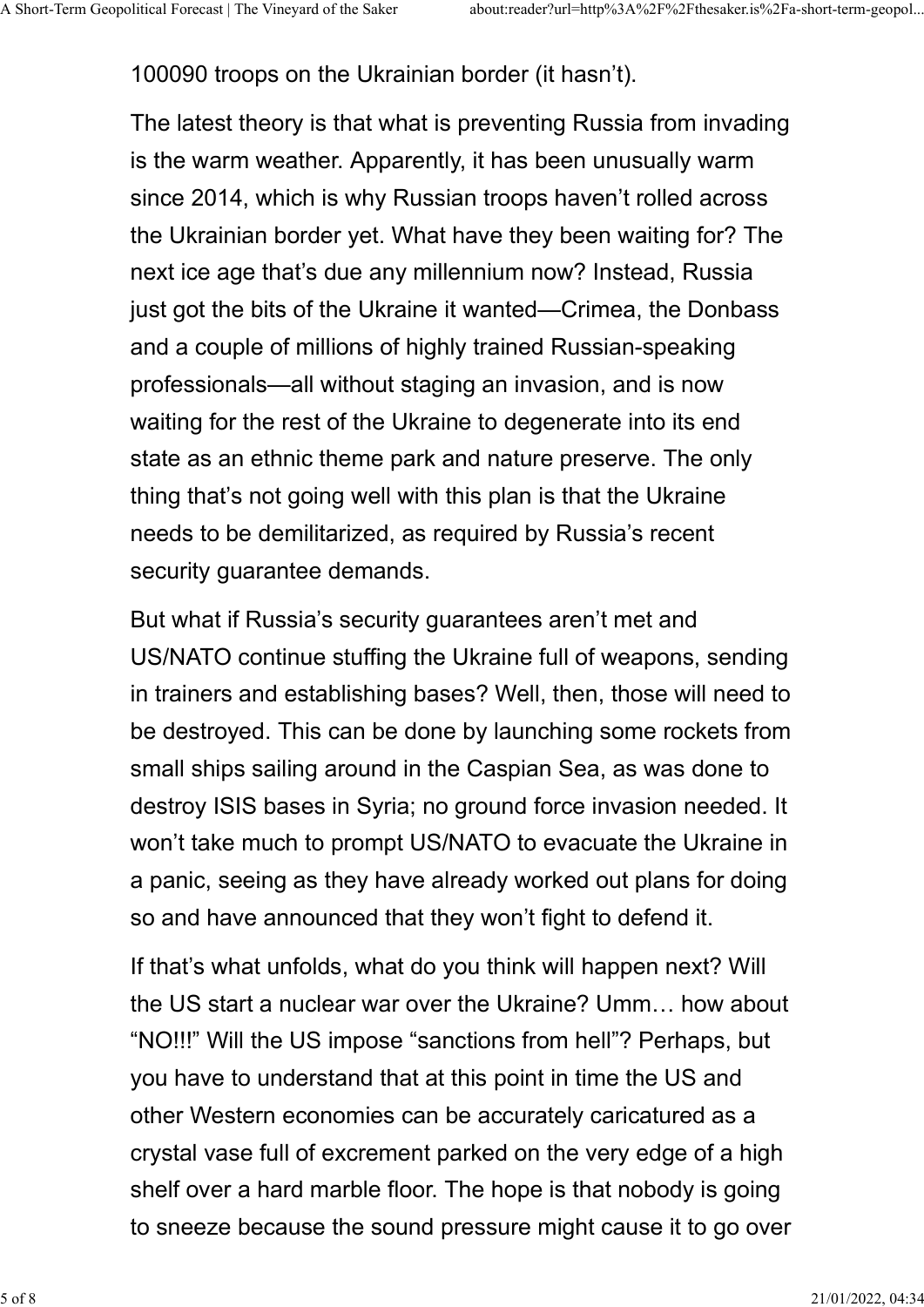100090 troops on the Ukrainian border (it hasn't).

The latest theory is that what is preventing Russia from invading is the warm weather. Apparently, it has been unusually warm since 2014, which is why Russian troops haven't rolled across the Ukrainian border yet. What have they been waiting for? The next ice age that's due any millennium now? Instead, Russia just got the bits of the Ukraine it wanted—Crimea, the Donbass and a couple of millions of highly trained Russian-speaking professionals—all without staging an invasion, and is now waiting for the rest of the Ukraine to degenerate into its end state as an ethnic theme park and nature preserve. The only thing that's not going well with this plan is that the Ukraine needs to be demilitarized, as required by Russia's recent security guarantee demands.

But what if Russia's security guarantees aren't met and US/NATO continue stuffing the Ukraine full of weapons, sending in trainers and establishing bases? Well, then, those will need to be destroyed. This can be done by launching some rockets from small ships sailing around in the Caspian Sea, as was done to destroy ISIS bases in Syria; no ground force invasion needed. It won't take much to prompt US/NATO to evacuate the Ukraine in a panic, seeing as they have already worked out plans for doing so and have announced that they won't fight to defend it.

If that's what unfolds, what do you think will happen next? Will the US start a nuclear war over the Ukraine? Umm… how about "NO!!!" Will the US impose "sanctions from hell"? Perhaps, but you have to understand that at this point in time the US and other Western economies can be accurately caricatured as a crystal vase full of excrement parked on the very edge of a high shelf over a hard marble floor. The hope is that nobody is going to sneeze because the sound pressure might cause it to go over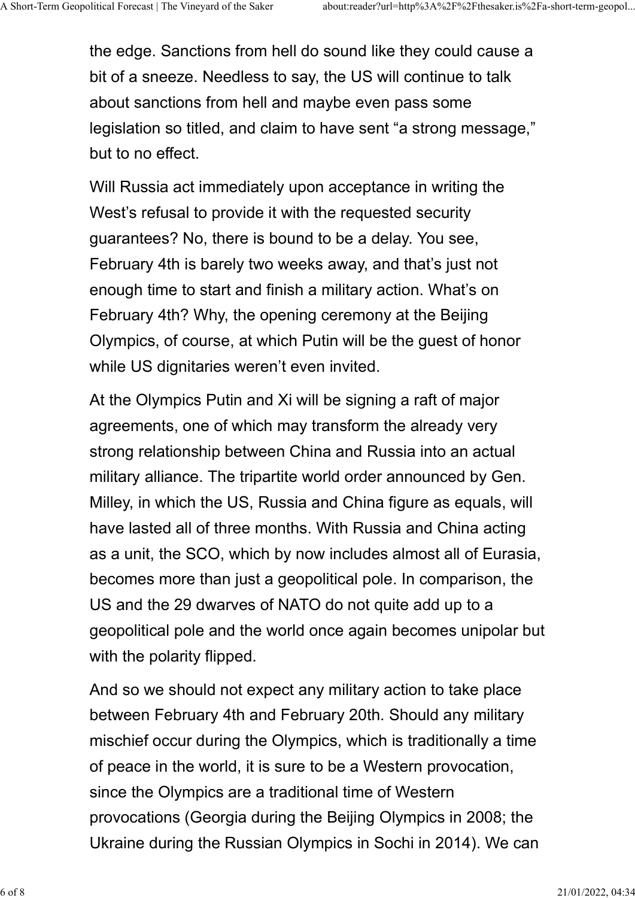the edge. Sanctions from hell do sound like they could cause a bit of a sneeze. Needless to say, the US will continue to talk about sanctions from hell and maybe even pass some legislation so titled, and claim to have sent “a strong message,” but to no effect.

Will Russia act immediately upon acceptance in writing the West’s refusal to provide it with the requested security guarantees? No, there is bound to be a delay. You see, February 4th is barely two weeks away, and that’s just not enough time to start and finish a military action. What’s on February 4th? Why, the opening ceremony at the Beijing Olympics, of course, at which Putin will be the guest of honor while US dignitaries weren’t even invited.

At the Olympics Putin and Xi will be signing a raft of major agreements, one of which may transform the already very strong relationship between China and Russia into an actual military alliance. The tripartite world order announced by Gen. Milley, in which the US, Russia and China figure as equals, will have lasted all of three months. With Russia and China acting as a unit, the SCO, which by now includes almost all of Eurasia, becomes more than just a geopolitical pole. In comparison, the US and the 29 dwarves of NATO do not quite add up to a geopolitical pole and the world once again becomes unipolar but with the polarity flipped.

And so we should not expect any military action to take place between February 4th and February 20th. Should any military mischief occur during the Olympics, which is traditionally a time of peace in the world, it is sure to be a Western provocation, since the Olympics are a traditional time of Western provocations (Georgia during the Beijing Olympics in 2008; the Ukraine during the Russian Olympics in Sochi in 2014). We can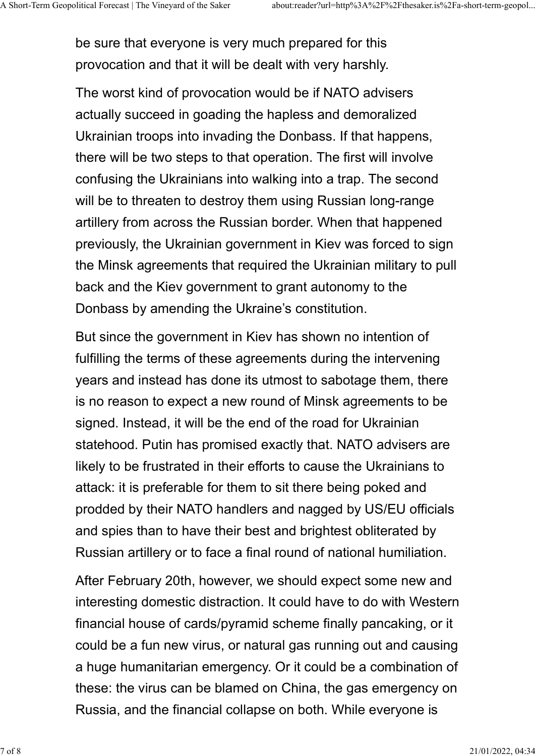be sure that everyone is very much prepared for this provocation and that it will be dealt with very harshly.

The worst kind of provocation would be if NATO advisers actually succeed in goading the hapless and demoralized Ukrainian troops into invading the Donbass. If that happens, there will be two steps to that operation. The first will involve confusing the Ukrainians into walking into a trap. The second will be to threaten to destroy them using Russian long-range artillery from across the Russian border. When that happened previously, the Ukrainian government in Kiev was forced to sign the Minsk agreements that required the Ukrainian military to pull back and the Kiev government to grant autonomy to the Donbass by amending the Ukraine's constitution.

But since the government in Kiev has shown no intention of fulfilling the terms of these agreements during the intervening years and instead has done its utmost to sabotage them, there is no reason to expect a new round of Minsk agreements to be signed. Instead, it will be the end of the road for Ukrainian statehood. Putin has promised exactly that. NATO advisers are likely to be frustrated in their efforts to cause the Ukrainians to attack: it is preferable for them to sit there being poked and prodded by their NATO handlers and nagged by US/EU officials and spies than to have their best and brightest obliterated by Russian artillery or to face a final round of national humiliation.

After February 20th, however, we should expect some new and interesting domestic distraction. It could have to do with Western financial house of cards/pyramid scheme finally pancaking, or it could be a fun new virus, or natural gas running out and causing a huge humanitarian emergency. Or it could be a combination of these: the virus can be blamed on China, the gas emergency on Russia, and the financial collapse on both. While everyone is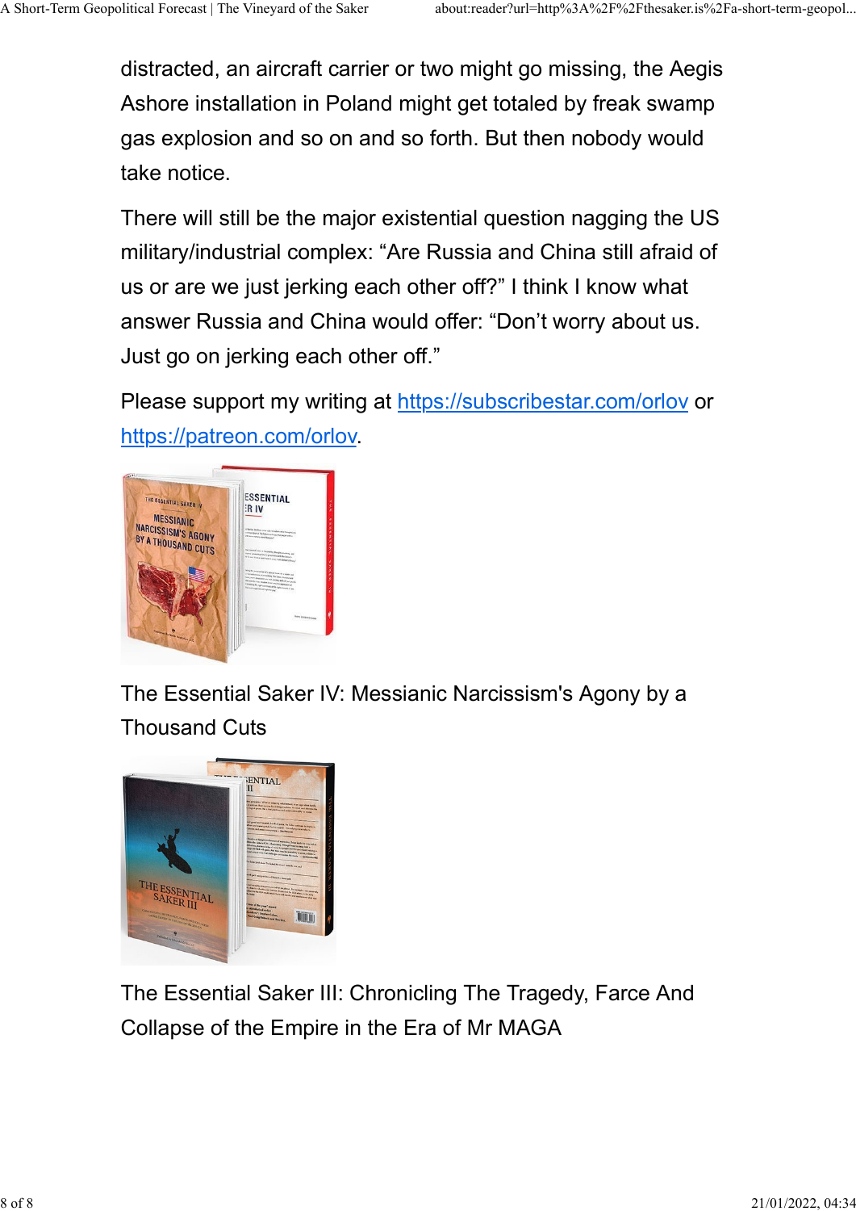distracted, an aircraft carrier or two might go missing, the Aegis Ashore installation in Poland might get totaled by freak swamp gas explosion and so on and so forth. But then nobody would take notice.

There will still be the major existential question nagging the US military/industrial complex: “Are Russia and China still afraid of us or are we just jerking each other off?” I think I know what answer Russia and China would offer: “Don’t worry about us. Just go on jerking each other off.”

Please support my writing at https://subscribestar.com/orlov or https://patreon.com/orlov.

The Essential Saker IV: Messianic Narcissism's Agony by a Thousand Cuts

The Essential Saker III: Chronicling The Tragedy, Farce And Collapse of the Empire in the Era of Mr MAGA